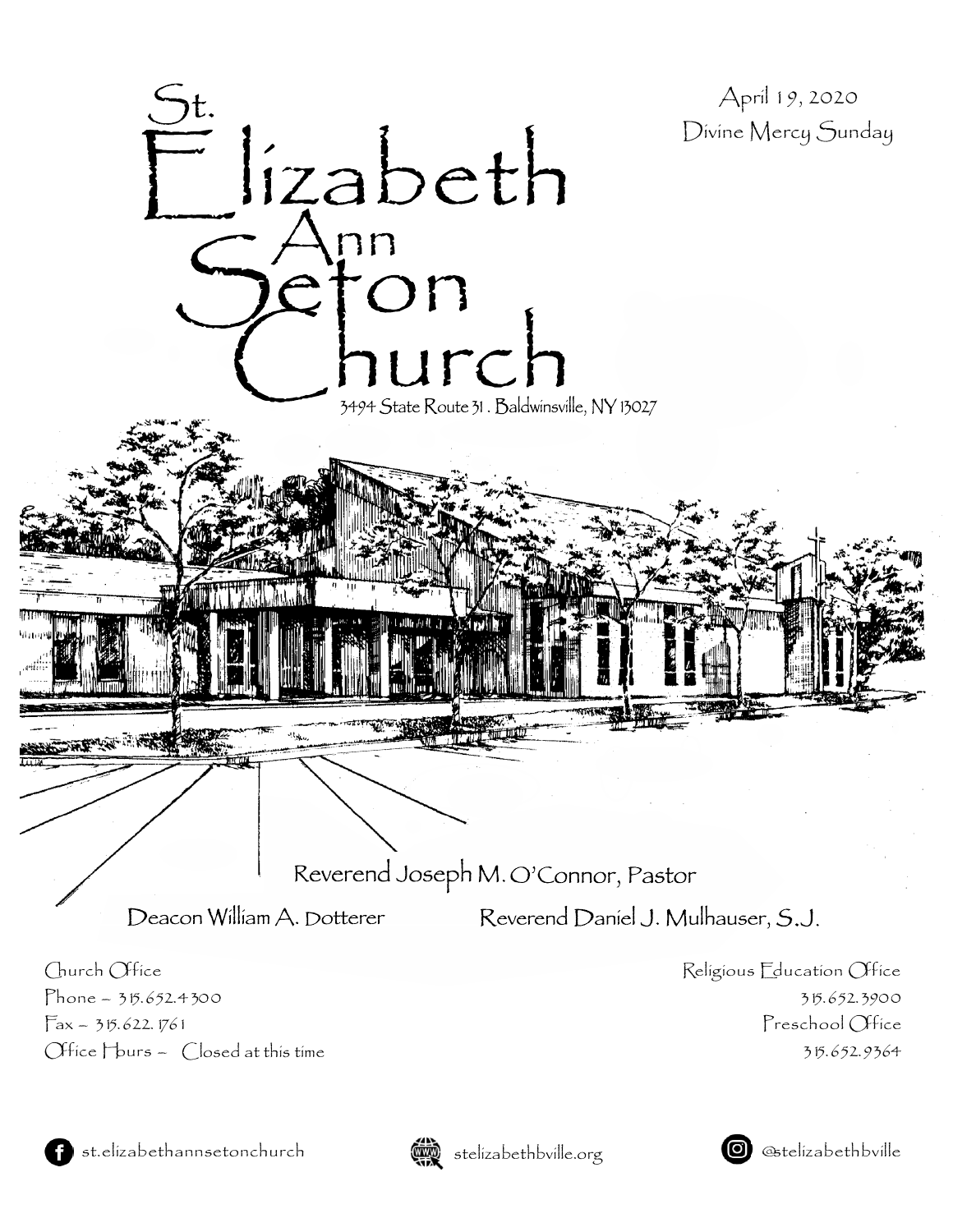# St. Elizabeth Ann Seton Church

3494 State Route 31 . Baldwinsville, NY 13027

April 19, 2020
Divine Mercy Sunday

Reverend Joseph M. O'Connor, Pastor

Deacon William A. Dotterer

Reverend Daniel J. Mulhauser, S.J.

Church Office
Phone – 315.652.4300
Fax – 315.622.1761
Office Hours – Closed at this time

Religious Education Office
315.652.3900
Preschool Office
315.652.9364

st.elizabethannsetonchurch

stelizabethbville.org

@stelizabethbville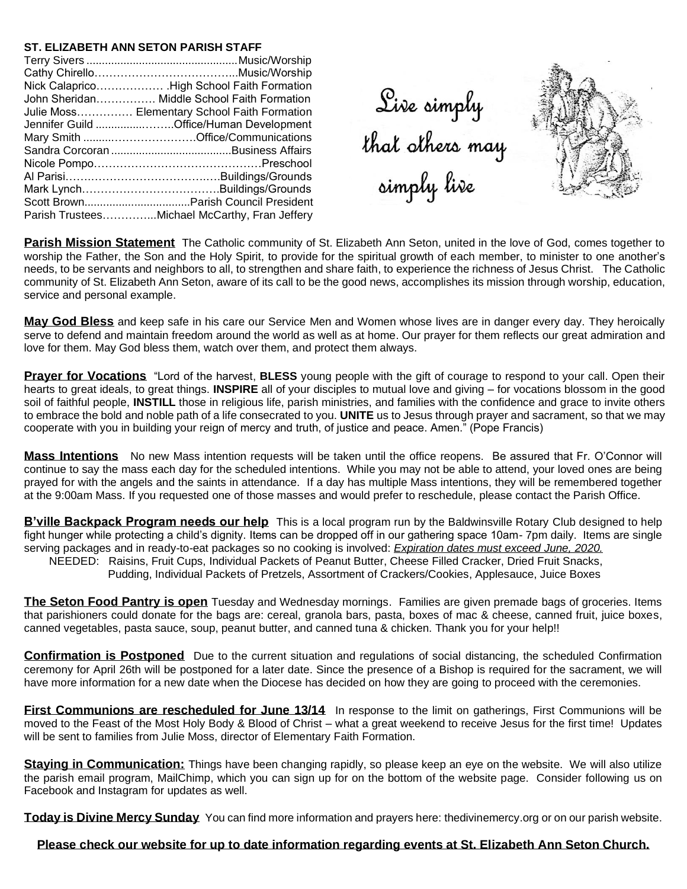**ST. ELIZABETH ANN SETON PARISH STAFF**

| Name | Role |
|---|---|
| Terry Sivers | Music/Worship |
| Cathy Chirello | Music/Worship |
| Nick Calaprico | High School Faith Formation |
| John Sheridan | Middle School Faith Formation |
| Julie Moss | Elementary School Faith Formation |
| Jennifer Guild | Office/Human Development |
| Mary Smith | Office/Communications |
| Sandra Corcoran | Business Affairs |
| Nicole Pompo | Preschool |
| Al Parisi | Buildings/Grounds |
| Mark Lynch | Buildings/Grounds |
| Scott Brown | Parish Council President |
| Parish Trustees | Michael McCarthy, Fran Jeffery |

*Live simply that others may simply live*

**Parish Mission Statement** The Catholic community of St. Elizabeth Ann Seton, united in the love of God, comes together to worship the Father, the Son and the Holy Spirit, to provide for the spiritual growth of each member, to minister to one another's needs, to be servants and neighbors to all, to strengthen and share faith, to experience the richness of Jesus Christ. The Catholic community of St. Elizabeth Ann Seton, aware of its call to be the good news, accomplishes its mission through worship, education, service and personal example.

**May God Bless** and keep safe in his care our Service Men and Women whose lives are in danger every day. They heroically serve to defend and maintain freedom around the world as well as at home. Our prayer for them reflects our great admiration and love for them. May God bless them, watch over them, and protect them always.

**Prayer for Vocations** "Lord of the harvest, **BLESS** young people with the gift of courage to respond to your call. Open their hearts to great ideals, to great things. **INSPIRE** all of your disciples to mutual love and giving – for vocations blossom in the good soil of faithful people, **INSTILL** those in religious life, parish ministries, and families with the confidence and grace to invite others to embrace the bold and noble path of a life consecrated to you. **UNITE** us to Jesus through prayer and sacrament, so that we may cooperate with you in building your reign of mercy and truth, of justice and peace. Amen." (Pope Francis)

**Mass Intentions** No new Mass intention requests will be taken until the office reopens. Be assured that Fr. O'Connor will continue to say the mass each day for the scheduled intentions. While you may not be able to attend, your loved ones are being prayed for with the angels and the saints in attendance. If a day has multiple Mass intentions, they will be remembered together at the 9:00am Mass. If you requested one of those masses and would prefer to reschedule, please contact the Parish Office.

**B'ville Backpack Program needs our help** This is a local program run by the Baldwinsville Rotary Club designed to help fight hunger while protecting a child's dignity. Items can be dropped off in our gathering space 10am- 7pm daily. Items are single serving packages and in ready-to-eat packages so no cooking is involved: *Expiration dates must exceed June, 2020.*

NEEDED: Raisins, Fruit Cups, Individual Packets of Peanut Butter, Cheese Filled Cracker, Dried Fruit Snacks, Pudding, Individual Packets of Pretzels, Assortment of Crackers/Cookies, Applesauce, Juice Boxes

**The Seton Food Pantry is open** Tuesday and Wednesday mornings. Families are given premade bags of groceries. Items that parishioners could donate for the bags are: cereal, granola bars, pasta, boxes of mac & cheese, canned fruit, juice boxes, canned vegetables, pasta sauce, soup, peanut butter, and canned tuna & chicken. Thank you for your help!!

**Confirmation is Postponed** Due to the current situation and regulations of social distancing, the scheduled Confirmation ceremony for April 26th will be postponed for a later date. Since the presence of a Bishop is required for the sacrament, we will have more information for a new date when the Diocese has decided on how they are going to proceed with the ceremonies.

**First Communions are rescheduled for June 13/14** In response to the limit on gatherings, First Communions will be moved to the Feast of the Most Holy Body & Blood of Christ – what a great weekend to receive Jesus for the first time! Updates will be sent to families from Julie Moss, director of Elementary Faith Formation.

**Staying in Communication:** Things have been changing rapidly, so please keep an eye on the website. We will also utilize the parish email program, MailChimp, which you can sign up for on the bottom of the website page. Consider following us on Facebook and Instagram for updates as well.

**Today is Divine Mercy Sunday** You can find more information and prayers here: thedivinemercy.org or on our parish website.

**Please check our website for up to date information regarding events at St. Elizabeth Ann Seton Church.**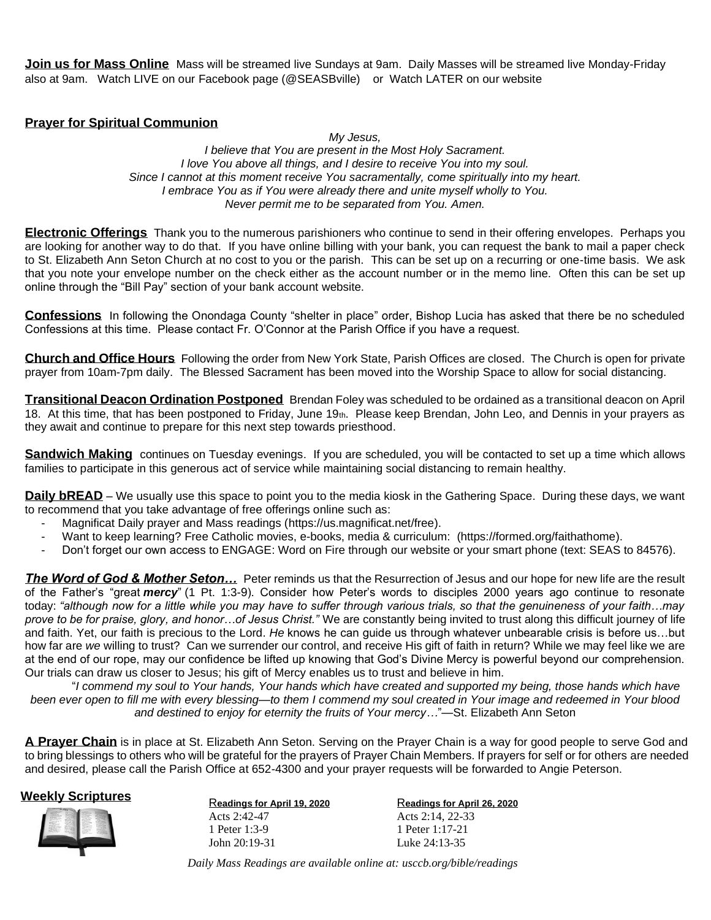**Join us for Mass Online** Mass will be streamed live Sundays at 9am. Daily Masses will be streamed live Monday-Friday also at 9am. Watch LIVE on our Facebook page (@SEASBville) or Watch LATER on our website

**Prayer for Spiritual Communion**

*My Jesus,*
*I believe that You are present in the Most Holy Sacrament.*
*I love You above all things, and I desire to receive You into my soul.*
*Since I cannot at this moment receive You sacramentally, come spiritually into my heart.*
*I embrace You as if You were already there and unite myself wholly to You.*
*Never permit me to be separated from You. Amen.*

**Electronic Offerings** Thank you to the numerous parishioners who continue to send in their offering envelopes. Perhaps you are looking for another way to do that. If you have online billing with your bank, you can request the bank to mail a paper check to St. Elizabeth Ann Seton Church at no cost to you or the parish. This can be set up on a recurring or one-time basis. We ask that you note your envelope number on the check either as the account number or in the memo line. Often this can be set up online through the "Bill Pay" section of your bank account website.

**Confessions** In following the Onondaga County "shelter in place" order, Bishop Lucia has asked that there be no scheduled Confessions at this time. Please contact Fr. O'Connor at the Parish Office if you have a request.

**Church and Office Hours** Following the order from New York State, Parish Offices are closed. The Church is open for private prayer from 10am-7pm daily. The Blessed Sacrament has been moved into the Worship Space to allow for social distancing.

**Transitional Deacon Ordination Postponed** Brendan Foley was scheduled to be ordained as a transitional deacon on April 18. At this time, that has been postponed to Friday, June 19th. Please keep Brendan, John Leo, and Dennis in your prayers as they await and continue to prepare for this next step towards priesthood.

**Sandwich Making** continues on Tuesday evenings. If you are scheduled, you will be contacted to set up a time which allows families to participate in this generous act of service while maintaining social distancing to remain healthy.

**Daily bREAD** – We usually use this space to point you to the media kiosk in the Gathering Space. During these days, we want to recommend that you take advantage of free offerings online such as:

- Magnificat Daily prayer and Mass readings (https://us.magnificat.net/free).
- Want to keep learning? Free Catholic movies, e-books, media & curriculum: (https://formed.org/faithathome).
- Don't forget our own access to ENGAGE: Word on Fire through our website or your smart phone (text: SEAS to 84576).

***The Word of God & Mother Seton…*** Peter reminds us that the Resurrection of Jesus and our hope for new life are the result of the Father's "great ***mercy***" (1 Pt. 1:3-9). Consider how Peter's words to disciples 2000 years ago continue to resonate today: *"although now for a little while you may have to suffer through various trials, so that the genuineness of your faith…may prove to be for praise, glory, and honor…of Jesus Christ."* We are constantly being invited to trust along this difficult journey of life and faith. Yet, our faith is precious to the Lord. *He* knows he can guide us through whatever unbearable crisis is before us…but how far are *we* willing to trust? Can we surrender our control, and receive His gift of faith in return? While we may feel like we are at the end of our rope, may our confidence be lifted up knowing that God's Divine Mercy is powerful beyond our comprehension. Our trials can draw us closer to Jesus; his gift of Mercy enables us to trust and believe in him.

"*I commend my soul to Your hands, Your hands which have created and supported my being, those hands which have been ever open to fill me with every blessing—to them I commend my soul created in Your image and redeemed in Your blood and destined to enjoy for eternity the fruits of Your mercy…*"—St. Elizabeth Ann Seton

**A Prayer Chain** is in place at St. Elizabeth Ann Seton. Serving on the Prayer Chain is a way for good people to serve God and to bring blessings to others who will be grateful for the prayers of Prayer Chain Members. If prayers for self or for others are needed and desired, please call the Parish Office at 652-4300 and your prayer requests will be forwarded to Angie Peterson.

**Weekly Scriptures**

| Readings for April 19, 2020 | Readings for April 26, 2020 |
|---|---|
| Acts 2:42-47 | Acts 2:14, 22-33 |
| 1 Peter 1:3-9 | 1 Peter 1:17-21 |
| John 20:19-31 | Luke 24:13-35 |

*Daily Mass Readings are available online at: usccb.org/bible/readings*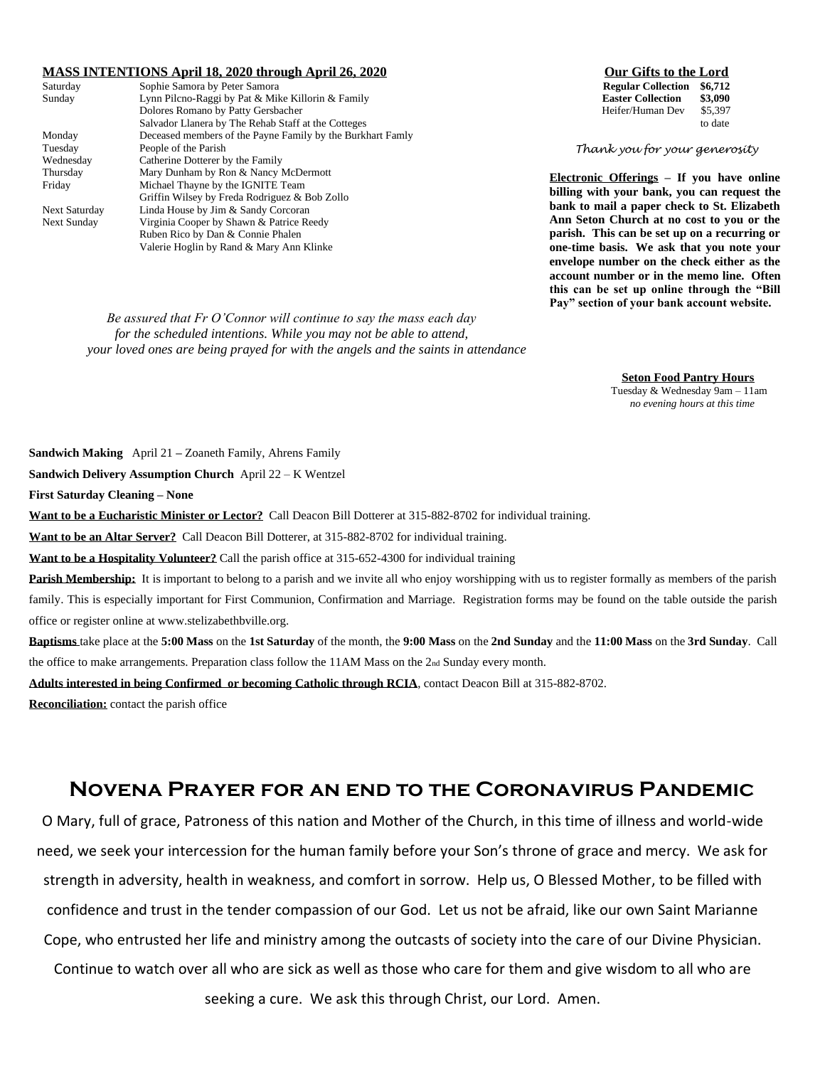**MASS INTENTIONS April 18, 2020 through April 26, 2020**

| | |
|---|---|
| Saturday | Sophie Samora by Peter Samora |
| Sunday | Lynn Pilcno-Raggi by Pat & Mike Killorin & Family |
| | Dolores Romano by Patty Gersbacher |
| | Salvador Llanera by The Rehab Staff at the Cotteges |
| Monday | Deceased members of the Payne Family by the Burkhart Famly |
| Tuesday | People of the Parish |
| Wednesday | Catherine Dotterer by the Family |
| Thursday | Mary Dunham by Ron & Nancy McDermott |
| Friday | Michael Thayne by the IGNITE Team |
| | Griffin Wilsey by Freda Rodriguez & Bob Zollo |
| Next Saturday | Linda House by Jim & Sandy Corcoran |
| Next Sunday | Virginia Cooper by Shawn & Patrice Reedy |
| | Ruben Rico by Dan & Connie Phalen |
| | Valerie Hoglin by Rand & Mary Ann Klinke |

*Be assured that Fr O'Connor will continue to say the mass each day for the scheduled intentions. While you may not be able to attend, your loved ones are being prayed for with the angels and the saints in attendance*

**Our Gifts to the Lord**

| | |
|---|---|
| **Regular Collection** | **$6,712** |
| **Easter Collection** | **$3,090** |
| Heifer/Human Dev | $5,397 to date |

*Thank you for your generosity*

**Electronic Offerings – If you have online billing with your bank, you can request the bank to mail a paper check to St. Elizabeth Ann Seton Church at no cost to you or the parish. This can be set up on a recurring or one-time basis. We ask that you note your envelope number on the check either as the account number or in the memo line. Often this can be set up online through the "Bill Pay" section of your bank account website.**

**Seton Food Pantry Hours**
Tuesday & Wednesday 9am – 11am
*no evening hours at this time*

**Sandwich Making** April 21 – Zoaneth Family, Ahrens Family

**Sandwich Delivery Assumption Church** April 22 – K Wentzel

**First Saturday Cleaning – None**

**Want to be a Eucharistic Minister or Lector?** Call Deacon Bill Dotterer at 315-882-8702 for individual training.

**Want to be an Altar Server?** Call Deacon Bill Dotterer, at 315-882-8702 for individual training.

**Want to be a Hospitality Volunteer?** Call the parish office at 315-652-4300 for individual training

**Parish Membership:** It is important to belong to a parish and we invite all who enjoy worshipping with us to register formally as members of the parish family. This is especially important for First Communion, Confirmation and Marriage. Registration forms may be found on the table outside the parish office or register online at www.stelizabethbville.org.

**Baptisms** take place at the **5:00 Mass** on the **1st Saturday** of the month, the **9:00 Mass** on the **2nd Sunday** and the **11:00 Mass** on the **3rd Sunday**. Call the office to make arrangements. Preparation class follow the 11AM Mass on the 2nd Sunday every month.

**Adults interested in being Confirmed or becoming Catholic through RCIA**, contact Deacon Bill at 315-882-8702.

**Reconciliation:** contact the parish office

# Novena Prayer for an end to the Coronavirus Pandemic

O Mary, full of grace, Patroness of this nation and Mother of the Church, in this time of illness and world-wide need, we seek your intercession for the human family before your Son's throne of grace and mercy. We ask for strength in adversity, health in weakness, and comfort in sorrow. Help us, O Blessed Mother, to be filled with confidence and trust in the tender compassion of our God. Let us not be afraid, like our own Saint Marianne Cope, who entrusted her life and ministry among the outcasts of society into the care of our Divine Physician. Continue to watch over all who are sick as well as those who care for them and give wisdom to all who are seeking a cure. We ask this through Christ, our Lord. Amen.